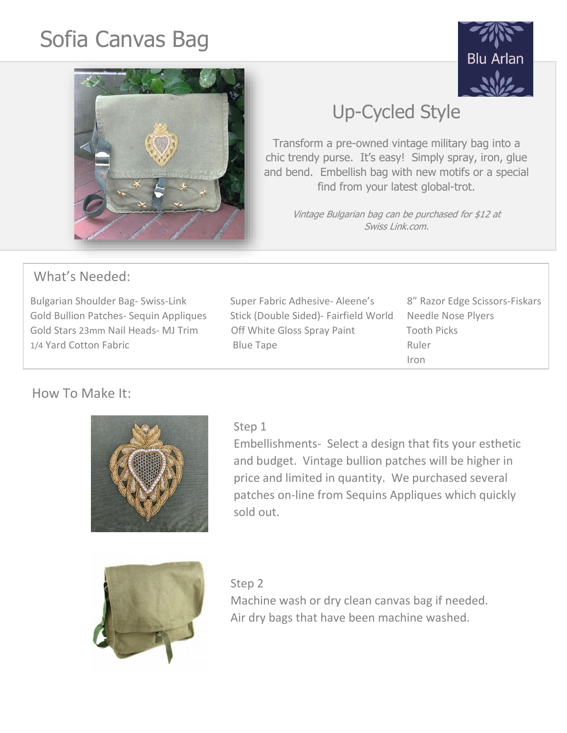# Sofia Canvas Bag

Blu Arlan

## Up-Cycled Style

Transform a pre-owned vintage military bag into a chic trendy purse. It's easy! Simply spray, iron, glue and bend. Embellish bag with new motifs or a special find from your latest global-trot.

*Vintage Bulgarian bag can be purchased for $12 at Swiss Link.com.*

## What's Needed:

| | | |
|---|---|---|
| Bulgarian Shoulder Bag- Swiss-Link | Super Fabric Adhesive- Aleene's | 8" Razor Edge Scissors-Fiskars |
| Gold Bullion Patches- Sequin Appliques | Stick (Double Sided)- Fairfield World | Needle Nose Plyers |
| Gold Stars 23mm Nail Heads- MJ Trim | Off White Gloss Spray Paint | Tooth Picks |
| 1/4 Yard Cotton Fabric | Blue Tape | Ruler |
| | | Iron |

## How To Make It:

Step 1

Embellishments- Select a design that fits your esthetic and budget. Vintage bullion patches will be higher in price and limited in quantity. We purchased several patches on-line from Sequins Appliques which quickly sold out.

Step 2

Machine wash or dry clean canvas bag if needed. Air dry bags that have been machine washed.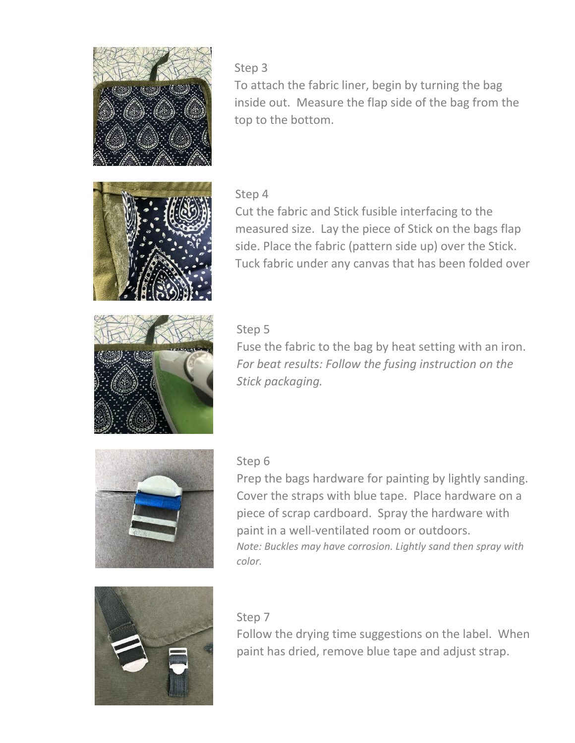Step 3

To attach the fabric liner, begin by turning the bag inside out. Measure the flap side of the bag from the top to the bottom.

Step 4

Cut the fabric and Stick fusible interfacing to the measured size. Lay the piece of Stick on the bags flap side. Place the fabric (pattern side up) over the Stick. Tuck fabric under any canvas that has been folded over

Step 5

Fuse the fabric to the bag by heat setting with an iron. *For beat results: Follow the fusing instruction on the Stick packaging.*

Step 6

Prep the bags hardware for painting by lightly sanding. Cover the straps with blue tape. Place hardware on a piece of scrap cardboard. Spray the hardware with paint in a well-ventilated room or outdoors.

*Note: Buckles may have corrosion. Lightly sand then spray with color.*

Step 7

Follow the drying time suggestions on the label. When paint has dried, remove blue tape and adjust strap.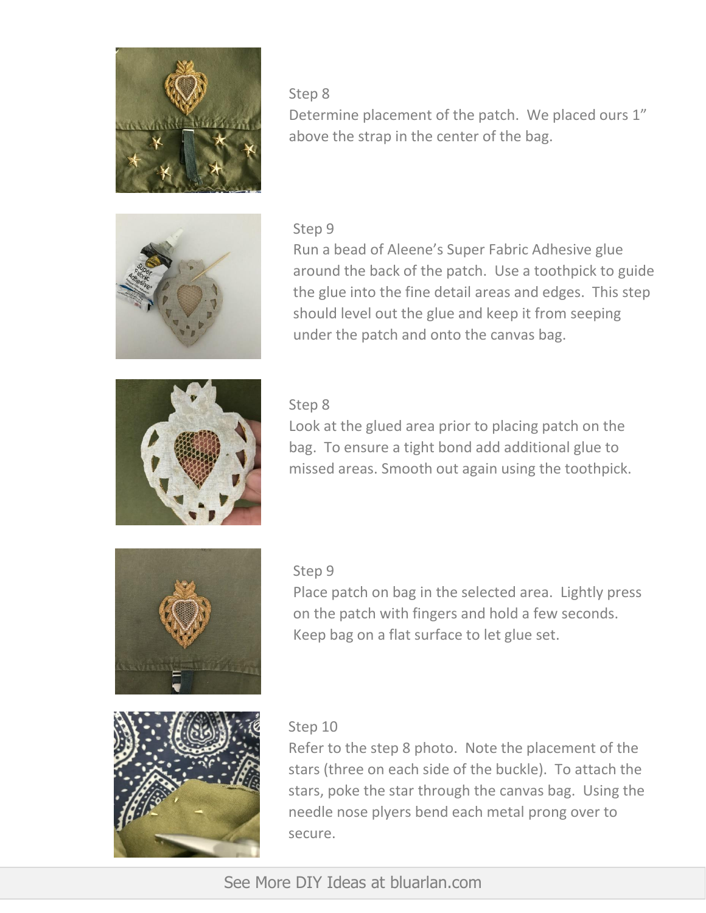Step 8

Determine placement of the patch. We placed ours 1" above the strap in the center of the bag.

Step 9

Run a bead of Aleene's Super Fabric Adhesive glue around the back of the patch. Use a toothpick to guide the glue into the fine detail areas and edges. This step should level out the glue and keep it from seeping under the patch and onto the canvas bag.

Step 8

Look at the glued area prior to placing patch on the bag. To ensure a tight bond add additional glue to missed areas. Smooth out again using the toothpick.

Step 9

Place patch on bag in the selected area. Lightly press on the patch with fingers and hold a few seconds. Keep bag on a flat surface to let glue set.

Step 10

Refer to the step 8 photo. Note the placement of the stars (three on each side of the buckle). To attach the stars, poke the star through the canvas bag. Using the needle nose plyers bend each metal prong over to secure.